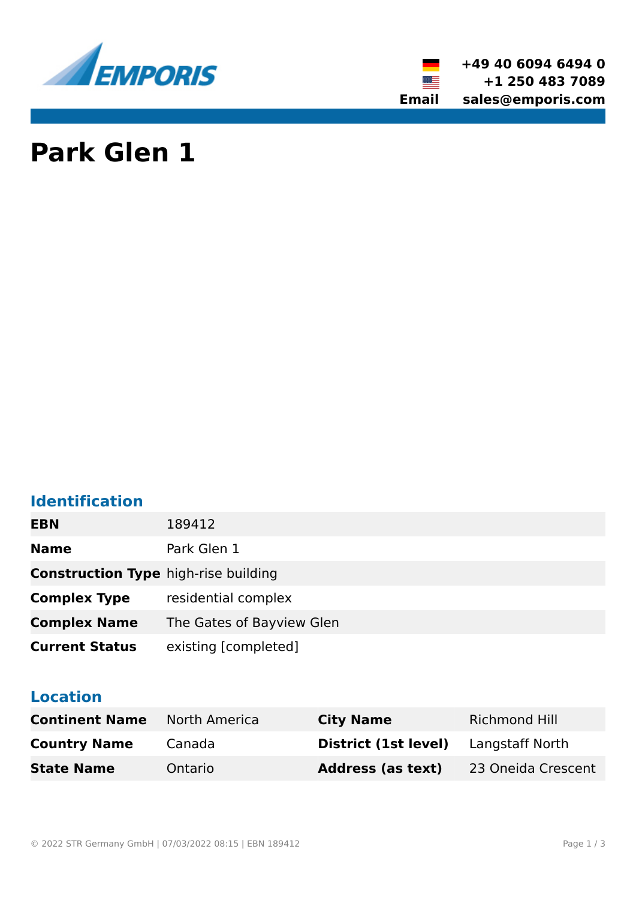EMPORIS

+49 40 6094 6494 0
+1 250 483 7089
**Email** sales@emporis.com

# Park Glen 1

## Identification

| | |
|---|---|
| **EBN** | 189412 |
| **Name** | Park Glen 1 |
| **Construction Type** | high-rise building |
| **Complex Type** | residential complex |
| **Complex Name** | The Gates of Bayview Glen |
| **Current Status** | existing [completed] |

## Location

| | | | |
|---|---|---|---|
| **Continent Name** | North America | **City Name** | Richmond Hill |
| **Country Name** | Canada | **District (1st level)** | Langstaff North |
| **State Name** | Ontario | **Address (as text)** | 23 Oneida Crescent |

© 2022 STR Germany GmbH | 07/03/2022 08:15 | EBN 189412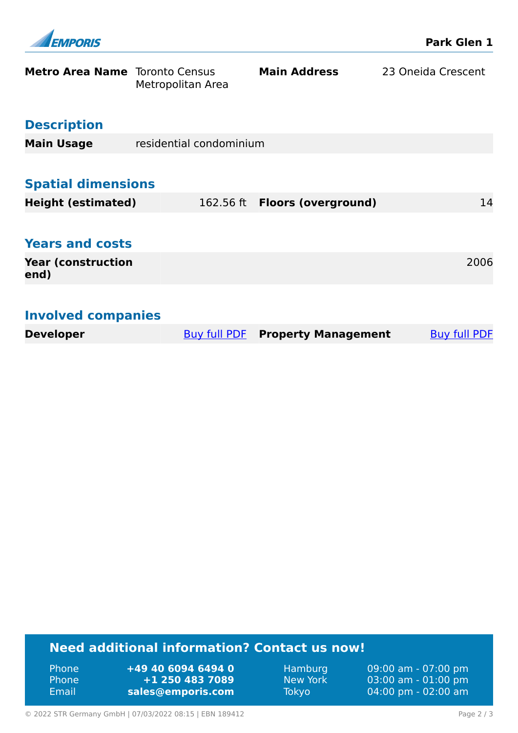| Metro Area Name | Toronto Census Metropolitan Area | Main Address | 23 Oneida Crescent |
|---|---|---|---|

## Description

| Main Usage | residential condominium |
|---|---|

## Spatial dimensions

| Height (estimated) | 162.56 ft | Floors (overground) | 14 |
|---|---|---|---|

## Years and costs

| Year (construction end) | 2006 |
|---|---|

## Involved companies

| Developer | Buy full PDF | Property Management | Buy full PDF |
|---|---|---|---|

## Need additional information? Contact us now!

| | | | |
|---|---|---|---|
| Phone | **+49 40 6094 6494 0** | Hamburg | 09:00 am - 07:00 pm |
| Phone | **+1 250 483 7089** | New York | 03:00 am - 01:00 pm |
| Email | **sales@emporis.com** | Tokyo | 04:00 pm - 02:00 am |

© 2022 STR Germany GmbH | 07/03/2022 08:15 | EBN 189412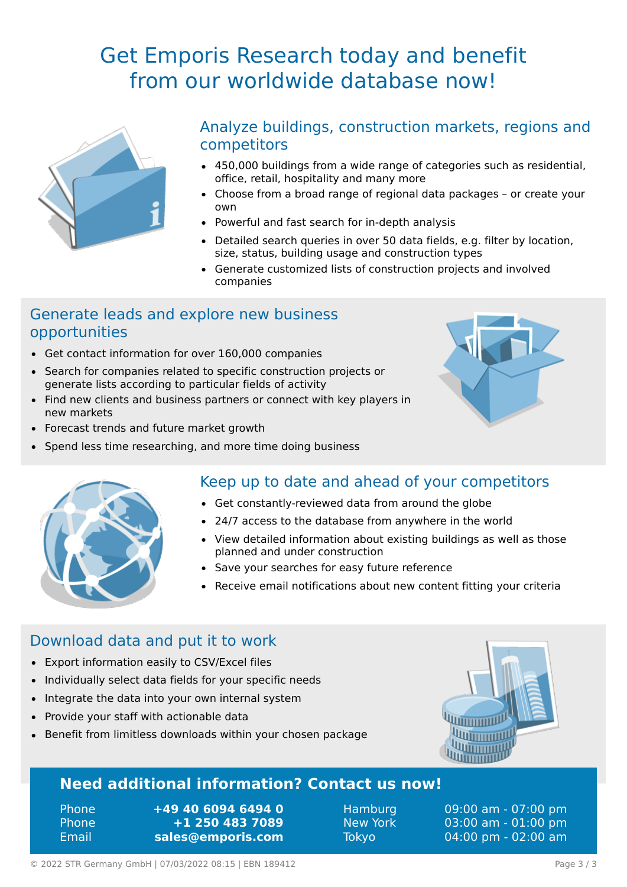# Get Emporis Research today and benefit from our worldwide database now!

## Analyze buildings, construction markets, regions and competitors

- 450,000 buildings from a wide range of categories such as residential, office, retail, hospitality and many more
- Choose from a broad range of regional data packages – or create your own
- Powerful and fast search for in-depth analysis
- Detailed search queries in over 50 data fields, e.g. filter by location, size, status, building usage and construction types
- Generate customized lists of construction projects and involved companies

## Generate leads and explore new business opportunities

- Get contact information for over 160,000 companies
- Search for companies related to specific construction projects or generate lists according to particular fields of activity
- Find new clients and business partners or connect with key players in new markets
- Forecast trends and future market growth
- Spend less time researching, and more time doing business

## Keep up to date and ahead of your competitors

- Get constantly-reviewed data from around the globe
- 24/7 access to the database from anywhere in the world
- View detailed information about existing buildings as well as those planned and under construction
- Save your searches for easy future reference
- Receive email notifications about new content fitting your criteria

## Download data and put it to work

- Export information easily to CSV/Excel files
- Individually select data fields for your specific needs
- Integrate the data into your own internal system
- Provide your staff with actionable data
- Benefit from limitless downloads within your chosen package

## Need additional information? Contact us now!

| | | | |
|---|---|---|---|
| Phone | **+49 40 6094 6494 0** | Hamburg | 09:00 am - 07:00 pm |
| Phone | **+1 250 483 7089** | New York | 03:00 am - 01:00 pm |
| Email | **sales@emporis.com** | Tokyo | 04:00 pm - 02:00 am |

© 2022 STR Germany GmbH | 07/03/2022 08:15 | EBN 189412